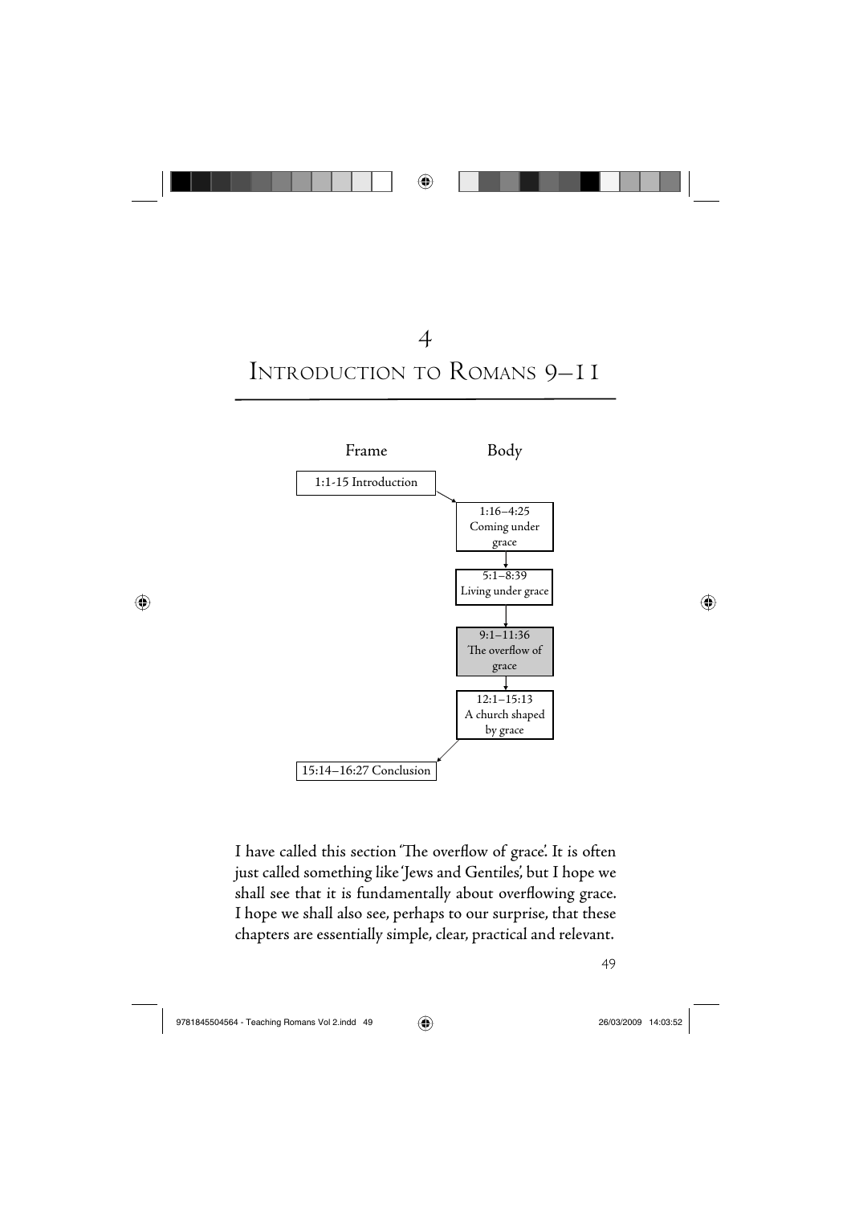# 4
# Introduction to Romans 9–11

| Frame | Body |
| --- | --- |
| 1:1-15 Introduction | |
| | 1:16–4:25 Coming under grace |
| | 5:1–8:39 Living under grace |
| | 9:1–11:36 The overflow of grace |
| | 12:1–15:13 A church shaped by grace |
| 15:14–16:27 Conclusion | |

I have called this section 'The overflow of grace'. It is often just called something like 'Jews and Gentiles', but I hope we shall see that it is fundamentally about overflowing grace. I hope we shall also see, perhaps to our surprise, that these chapters are essentially simple, clear, practical and relevant.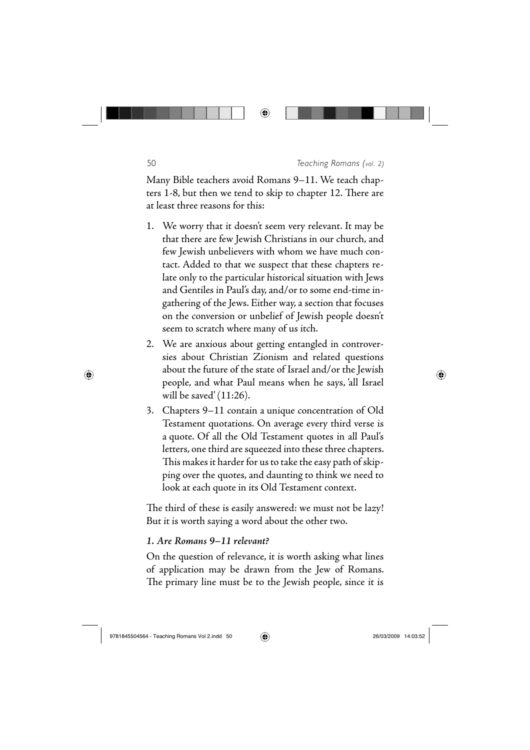Many Bible teachers avoid Romans 9–11. We teach chapters 1-8, but then we tend to skip to chapter 12. There are at least three reasons for this:

1. We worry that it doesn't seem very relevant. It may be that there are few Jewish Christians in our church, and few Jewish unbelievers with whom we have much contact. Added to that we suspect that these chapters relate only to the particular historical situation with Jews and Gentiles in Paul's day, and/or to some end-time ingathering of the Jews. Either way, a section that focuses on the conversion or unbelief of Jewish people doesn't seem to scratch where many of us itch.
2. We are anxious about getting entangled in controversies about Christian Zionism and related questions about the future of the state of Israel and/or the Jewish people, and what Paul means when he says, 'all Israel will be saved' (11:26).
3. Chapters 9–11 contain a unique concentration of Old Testament quotations. On average every third verse is a quote. Of all the Old Testament quotes in all Paul's letters, one third are squeezed into these three chapters. This makes it harder for us to take the easy path of skipping over the quotes, and daunting to think we need to look at each quote in its Old Testament context.

The third of these is easily answered: we must not be lazy! But it is worth saying a word about the other two.

### *1. Are Romans 9–11 relevant?*

On the question of relevance, it is worth asking what lines of application may be drawn from the Jew of Romans. The primary line must be to the Jewish people, since it is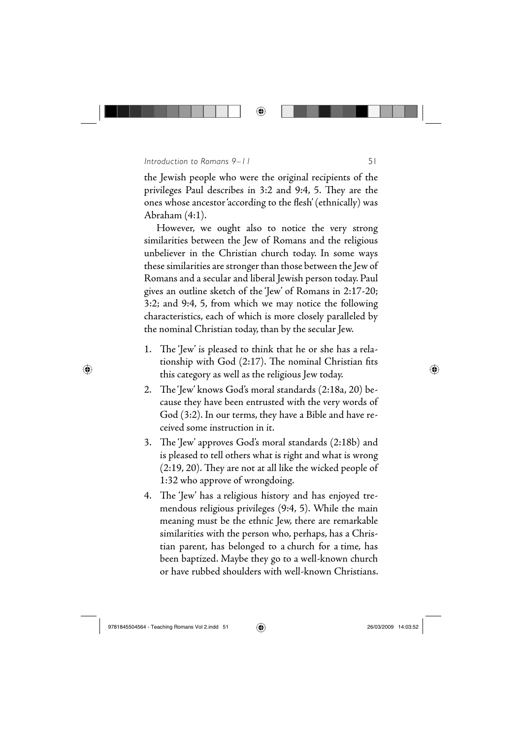the Jewish people who were the original recipients of the privileges Paul describes in 3:2 and 9:4, 5. They are the ones whose ancestor 'according to the flesh' (ethnically) was Abraham (4:1).

However, we ought also to notice the very strong similarities between the Jew of Romans and the religious unbeliever in the Christian church today. In some ways these similarities are stronger than those between the Jew of Romans and a secular and liberal Jewish person today. Paul gives an outline sketch of the 'Jew' of Romans in 2:17-20; 3:2; and 9:4, 5, from which we may notice the following characteristics, each of which is more closely paralleled by the nominal Christian today, than by the secular Jew.

1. The 'Jew' is pleased to think that he or she has a relationship with God (2:17). The nominal Christian fits this category as well as the religious Jew today.
2. The 'Jew' knows God's moral standards (2:18a, 20) because they have been entrusted with the very words of God (3:2). In our terms, they have a Bible and have received some instruction in it.
3. The 'Jew' approves God's moral standards (2:18b) and is pleased to tell others what is right and what is wrong (2:19, 20). They are not at all like the wicked people of 1:32 who approve of wrongdoing.
4. The 'Jew' has a religious history and has enjoyed tremendous religious privileges (9:4, 5). While the main meaning must be the ethnic Jew, there are remarkable similarities with the person who, perhaps, has a Christian parent, has belonged to a church for a time, has been baptized. Maybe they go to a well-known church or have rubbed shoulders with well-known Christians.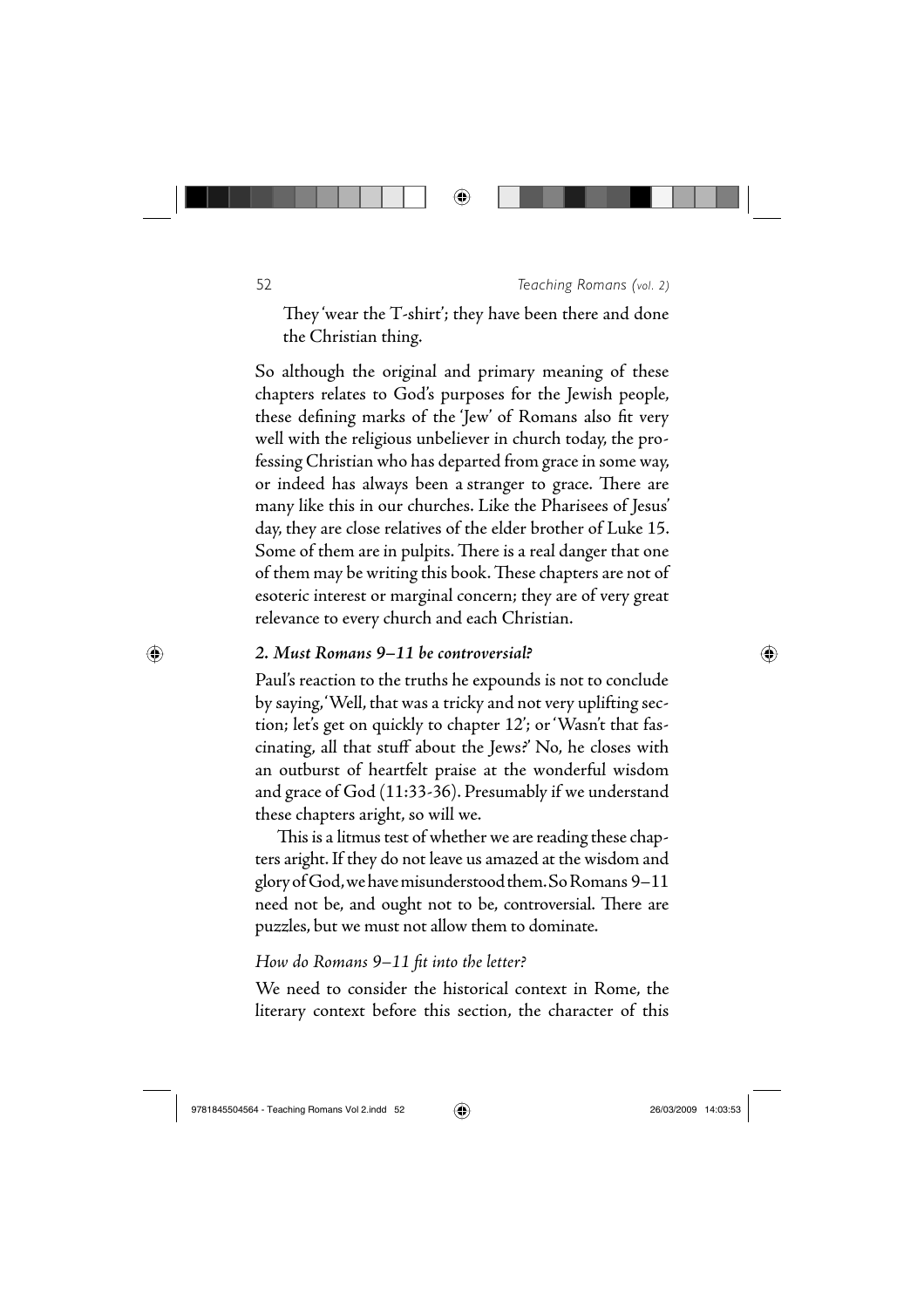They 'wear the T-shirt'; they have been there and done the Christian thing.

So although the original and primary meaning of these chapters relates to God's purposes for the Jewish people, these defining marks of the 'Jew' of Romans also fit very well with the religious unbeliever in church today, the professing Christian who has departed from grace in some way, or indeed has always been a stranger to grace. There are many like this in our churches. Like the Pharisees of Jesus' day, they are close relatives of the elder brother of Luke 15. Some of them are in pulpits. There is a real danger that one of them may be writing this book. These chapters are not of esoteric interest or marginal concern; they are of very great relevance to every church and each Christian.

### *2. Must Romans 9–11 be controversial?*

Paul's reaction to the truths he expounds is not to conclude by saying, 'Well, that was a tricky and not very uplifting section; let's get on quickly to chapter 12'; or 'Wasn't that fascinating, all that stuff about the Jews?' No, he closes with an outburst of heartfelt praise at the wonderful wisdom and grace of God (11:33-36). Presumably if we understand these chapters aright, so will we.

This is a litmus test of whether we are reading these chapters aright. If they do not leave us amazed at the wisdom and glory of God, we have misunderstood them. So Romans 9–11 need not be, and ought not to be, controversial. There are puzzles, but we must not allow them to dominate.

#### *How do Romans 9–11 fit into the letter?*

We need to consider the historical context in Rome, the literary context before this section, the character of this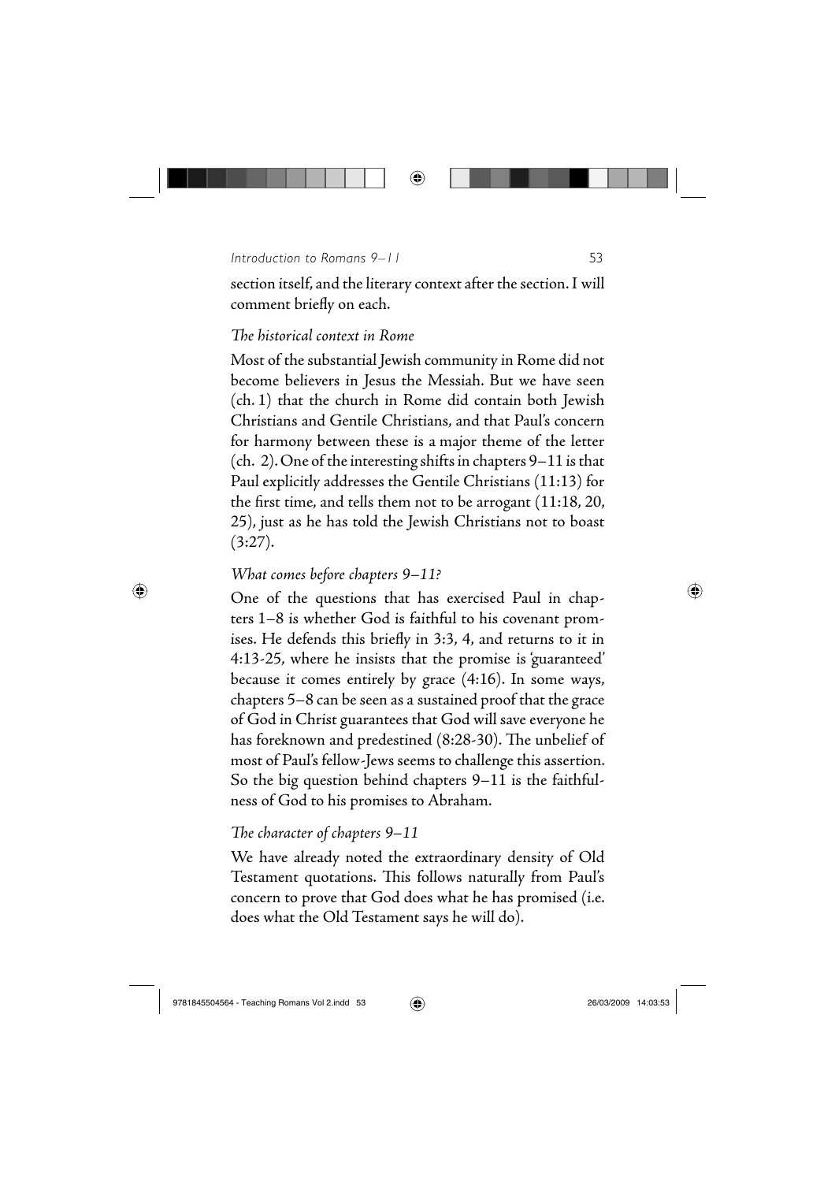section itself, and the literary context after the section. I will comment briefly on each.

### *The historical context in Rome*

Most of the substantial Jewish community in Rome did not become believers in Jesus the Messiah. But we have seen (ch. 1) that the church in Rome did contain both Jewish Christians and Gentile Christians, and that Paul's concern for harmony between these is a major theme of the letter (ch. 2). One of the interesting shifts in chapters 9–11 is that Paul explicitly addresses the Gentile Christians (11:13) for the first time, and tells them not to be arrogant (11:18, 20, 25), just as he has told the Jewish Christians not to boast (3:27).

### *What comes before chapters 9–11?*

One of the questions that has exercised Paul in chapters 1–8 is whether God is faithful to his covenant promises. He defends this briefly in 3:3, 4, and returns to it in 4:13-25, where he insists that the promise is 'guaranteed' because it comes entirely by grace (4:16). In some ways, chapters 5–8 can be seen as a sustained proof that the grace of God in Christ guarantees that God will save everyone he has foreknown and predestined (8:28-30). The unbelief of most of Paul's fellow-Jews seems to challenge this assertion. So the big question behind chapters 9–11 is the faithfulness of God to his promises to Abraham.

### *The character of chapters 9–11*

We have already noted the extraordinary density of Old Testament quotations. This follows naturally from Paul's concern to prove that God does what he has promised (i.e. does what the Old Testament says he will do).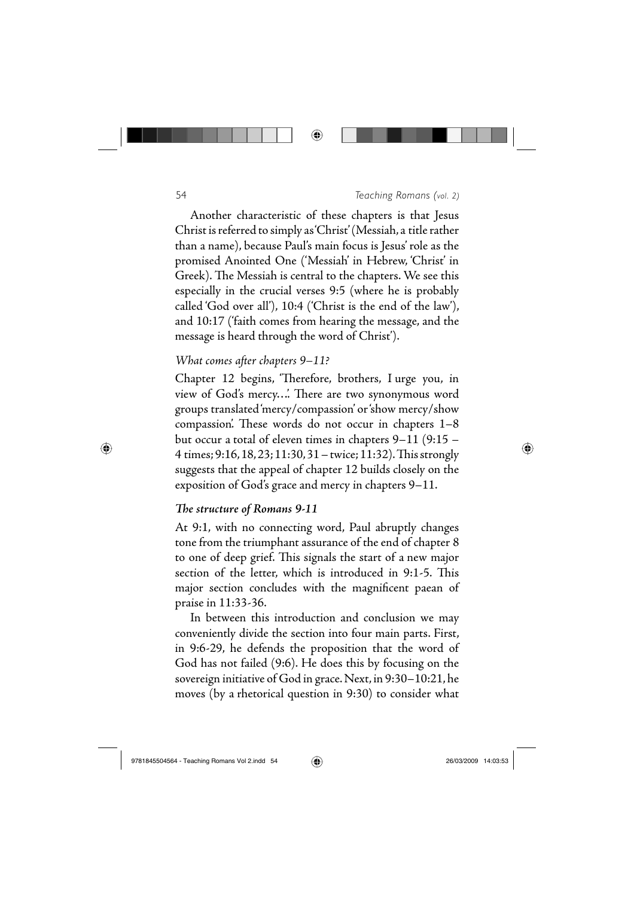Another characteristic of these chapters is that Jesus Christ is referred to simply as 'Christ' (Messiah, a title rather than a name), because Paul's main focus is Jesus' role as the promised Anointed One ('Messiah' in Hebrew, 'Christ' in Greek). The Messiah is central to the chapters. We see this especially in the crucial verses 9:5 (where he is probably called 'God over all'), 10:4 ('Christ is the end of the law'), and 10:17 ('faith comes from hearing the message, and the message is heard through the word of Christ').

*What comes after chapters 9–11?*

Chapter 12 begins, 'Therefore, brothers, I urge you, in view of God's mercy….' There are two synonymous word groups translated 'mercy/compassion' or 'show mercy/show compassion'. These words do not occur in chapters 1–8 but occur a total of eleven times in chapters 9–11 (9:15 – 4 times; 9:16, 18, 23; 11:30, 31 – twice; 11:32). This strongly suggests that the appeal of chapter 12 builds closely on the exposition of God's grace and mercy in chapters 9–11.

***The structure of Romans 9-11***

At 9:1, with no connecting word, Paul abruptly changes tone from the triumphant assurance of the end of chapter 8 to one of deep grief. This signals the start of a new major section of the letter, which is introduced in 9:1-5. This major section concludes with the magnificent paean of praise in 11:33-36.

In between this introduction and conclusion we may conveniently divide the section into four main parts. First, in 9:6-29, he defends the proposition that the word of God has not failed (9:6). He does this by focusing on the sovereign initiative of God in grace. Next, in 9:30–10:21, he moves (by a rhetorical question in 9:30) to consider what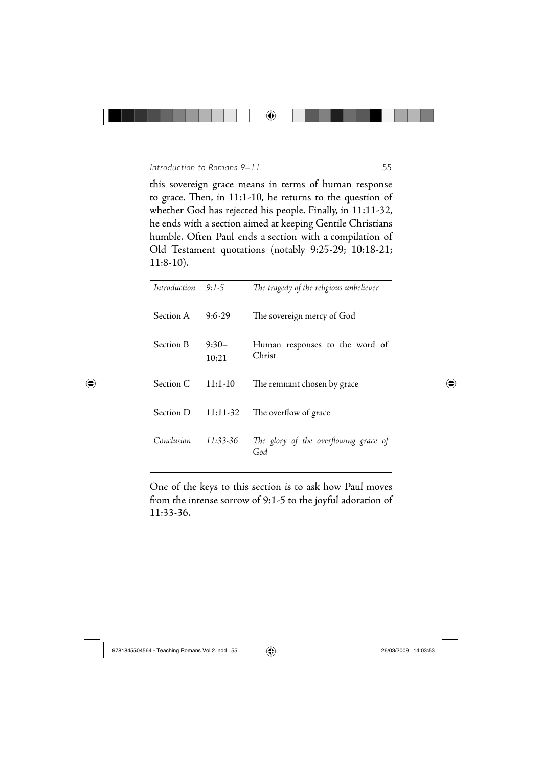this sovereign grace means in terms of human response to grace. Then, in 11:1-10, he returns to the question of whether God has rejected his people. Finally, in 11:11-32, he ends with a section aimed at keeping Gentile Christians humble. Often Paul ends a section with a compilation of Old Testament quotations (notably 9:25-29; 10:18-21; 11:8-10).

| | | |
|---|---|---|
| *Introduction* | *9:1-5* | *The tragedy of the religious unbeliever* |
| Section A | 9:6-29 | The sovereign mercy of God |
| Section B | 9:30–10:21 | Human responses to the word of Christ |
| Section C | 11:1-10 | The remnant chosen by grace |
| Section D | 11:11-32 | The overflow of grace |
| *Conclusion* | *11:33-36* | *The glory of the overflowing grace of God* |

One of the keys to this section is to ask how Paul moves from the intense sorrow of 9:1-5 to the joyful adoration of 11:33-36.